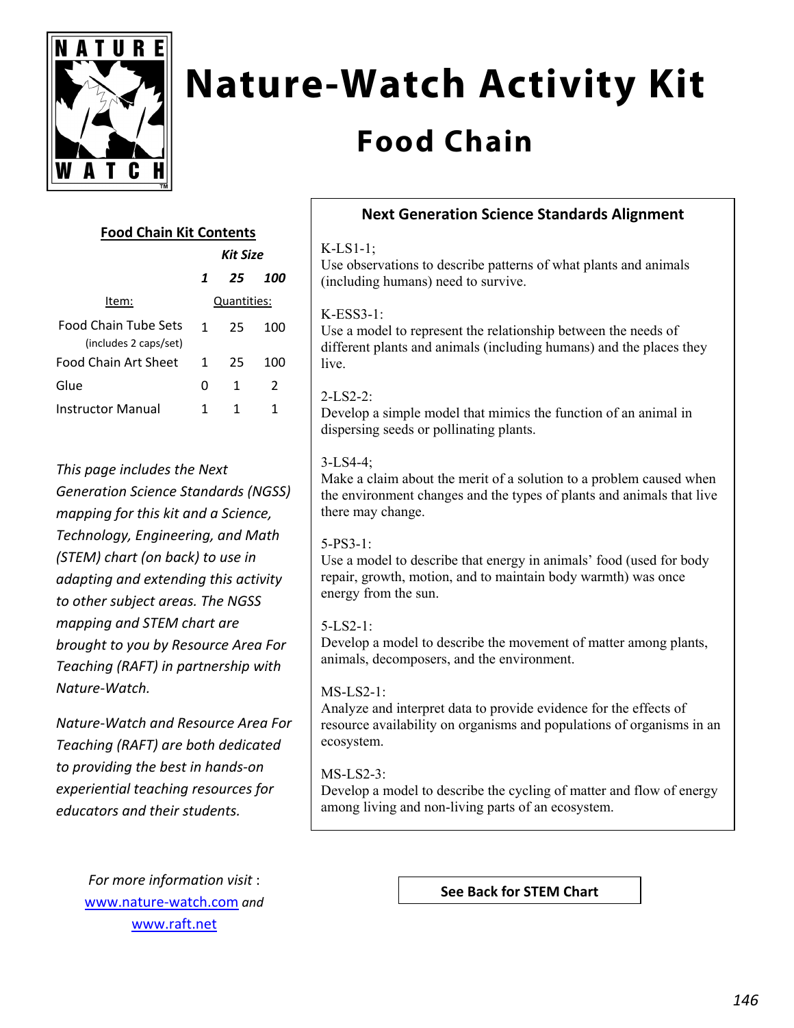# Nature-Watch Activity Kit

## Food Chain

### Food Chain Kit Contents

| Item: | Kit Size 1 | Kit Size 25 | Kit Size 100 |
|---|---|---|---|
| | Quantities: | | |
| Food Chain Tube Sets (includes 2 caps/set) | 1 | 25 | 100 |
| Food Chain Art Sheet | 1 | 25 | 100 |
| Glue | 0 | 1 | 2 |
| Instructor Manual | 1 | 1 | 1 |

*This page includes the Next Generation Science Standards (NGSS) mapping for this kit and a Science, Technology, Engineering, and Math (STEM) chart (on back) to use in adapting and extending this activity to other subject areas. The NGSS mapping and STEM chart are brought to you by Resource Area For Teaching (RAFT) in partnership with Nature-Watch.*

*Nature-Watch and Resource Area For Teaching (RAFT) are both dedicated to providing the best in hands-on experiential teaching resources for educators and their students.*

### Next Generation Science Standards Alignment

K-LS1-1;
Use observations to describe patterns of what plants and animals (including humans) need to survive.

K-ESS3-1:
Use a model to represent the relationship between the needs of different plants and animals (including humans) and the places they live.

2-LS2-2:
Develop a simple model that mimics the function of an animal in dispersing seeds or pollinating plants.

3-LS4-4;
Make a claim about the merit of a solution to a problem caused when the environment changes and the types of plants and animals that live there may change.

5-PS3-1:
Use a model to describe that energy in animals' food (used for body repair, growth, motion, and to maintain body warmth) was once energy from the sun.

5-LS2-1:
Develop a model to describe the movement of matter among plants, animals, decomposers, and the environment.

MS-LS2-1:
Analyze and interpret data to provide evidence for the effects of resource availability on organisms and populations of organisms in an ecosystem.

MS-LS2-3:
Develop a model to describe the cycling of matter and flow of energy among living and non-living parts of an ecosystem.

*For more information visit* : www.nature-watch.com *and* www.raft.net

**See Back for STEM Chart**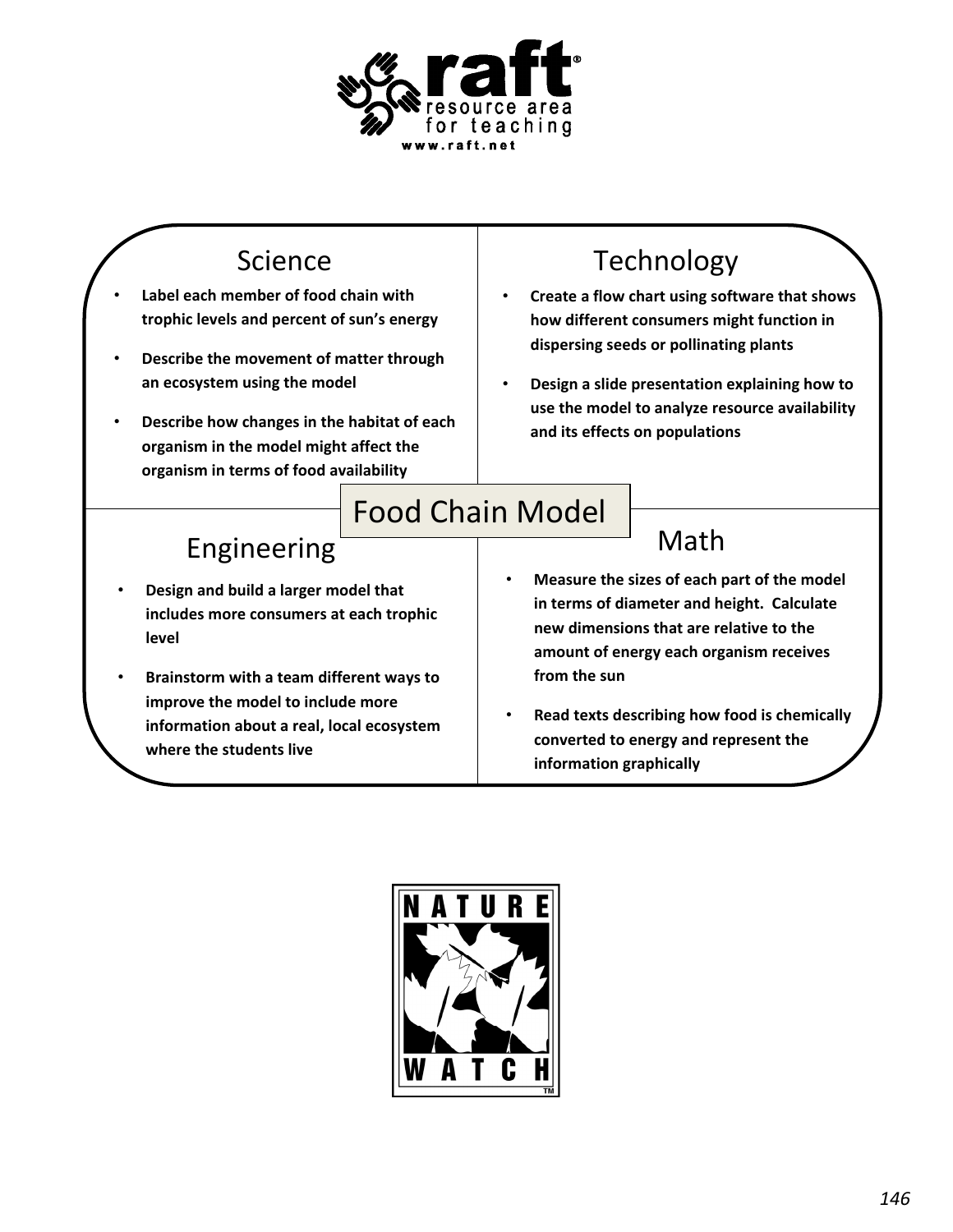# Food Chain Model

## Science

- Label each member of food chain with trophic levels and percent of sun's energy
- Describe the movement of matter through an ecosystem using the model
- Describe how changes in the habitat of each organism in the model might affect the organism in terms of food availability

## Technology

- Create a flow chart using software that shows how different consumers might function in dispersing seeds or pollinating plants
- Design a slide presentation explaining how to use the model to analyze resource availability and its effects on populations

## Engineering

- Design and build a larger model that includes more consumers at each trophic level
- Brainstorm with a team different ways to improve the model to include more information about a real, local ecosystem where the students live

## Math

- Measure the sizes of each part of the model in terms of diameter and height. Calculate new dimensions that are relative to the amount of energy each organism receives from the sun
- Read texts describing how food is chemically converted to energy and represent the information graphically